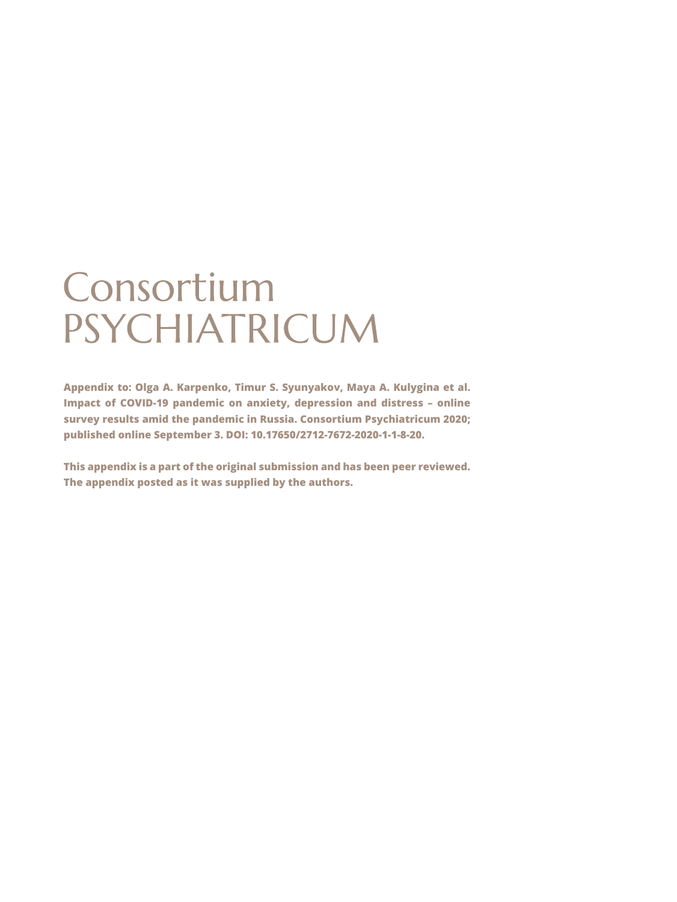# Consortium PSYCHIATRICUM

**Appendix to: Olga A. Karpenko, Timur S. Syunyakov, Maya A. Kulygina et al. Impact of COVID-19 pandemic on anxiety, depression and distress – online survey results amid the pandemic in Russia. Consortium Psychiatricum 2020; published online September 3. DOI: 10.17650/2712-7672-2020-1-1-8-20.**

**This appendix is a part of the original submission and has been peer reviewed. The appendix posted as it was supplied by the authors.**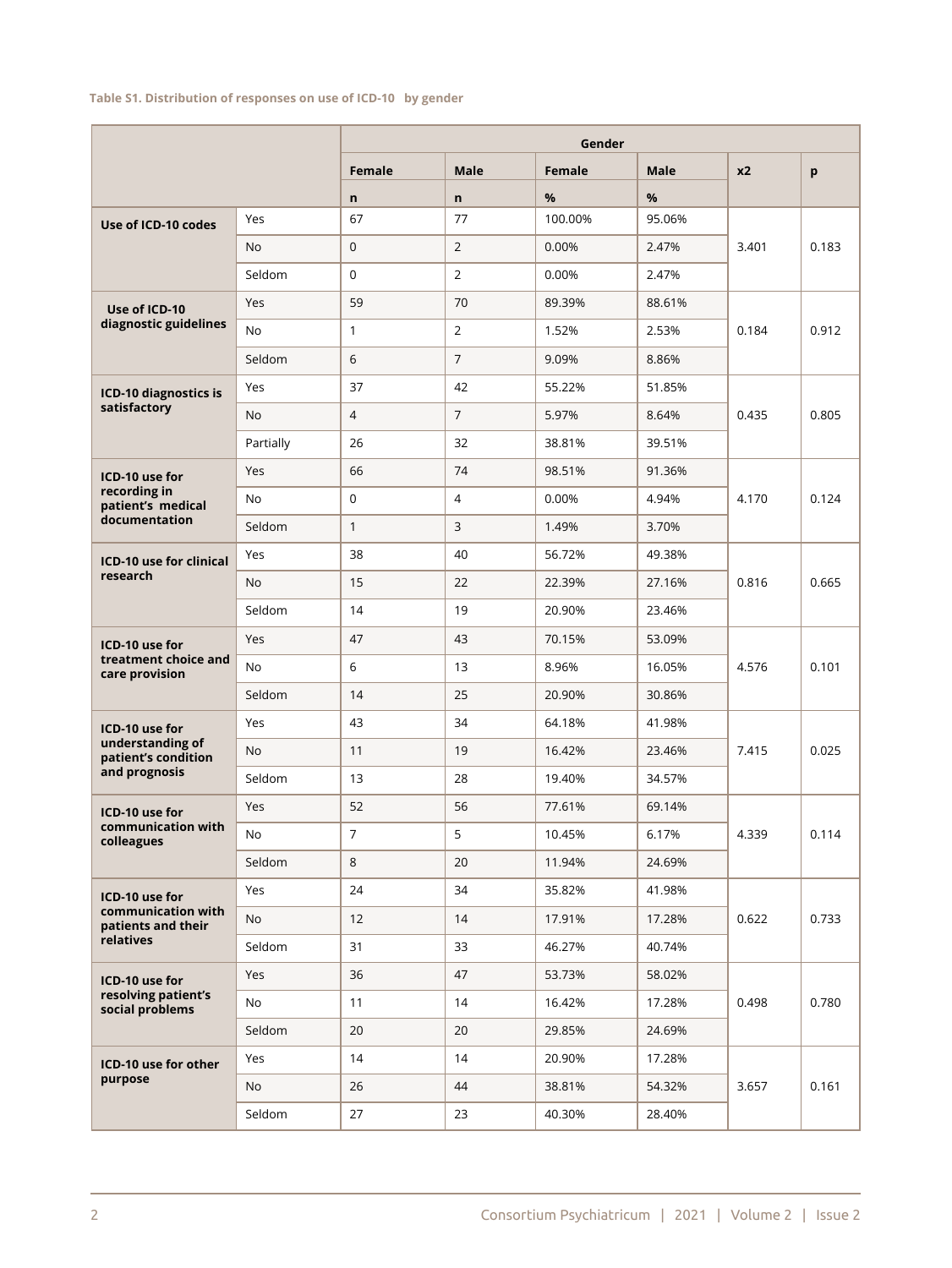**Table S1. Distribution of responses on use of ICD-10 by gender**

| | | Gender | | | | | |
|---|---|---|---|---|---|---|---|
| | | Female | Male | Female | Male | x2 | p |
| | | n | n | % | % | | |
| **Use of ICD-10 codes** | Yes | 67 | 77 | 100.00% | 95.06% | 3.401 | 0.183 |
| | No | 0 | 2 | 0.00% | 2.47% | | |
| | Seldom | 0 | 2 | 0.00% | 2.47% | | |
| **Use of ICD-10 diagnostic guidelines** | Yes | 59 | 70 | 89.39% | 88.61% | 0.184 | 0.912 |
| | No | 1 | 2 | 1.52% | 2.53% | | |
| | Seldom | 6 | 7 | 9.09% | 8.86% | | |
| **ICD-10 diagnostics is satisfactory** | Yes | 37 | 42 | 55.22% | 51.85% | 0.435 | 0.805 |
| | No | 4 | 7 | 5.97% | 8.64% | | |
| | Partially | 26 | 32 | 38.81% | 39.51% | | |
| **ICD-10 use for recording in patient's medical documentation** | Yes | 66 | 74 | 98.51% | 91.36% | 4.170 | 0.124 |
| | No | 0 | 4 | 0.00% | 4.94% | | |
| | Seldom | 1 | 3 | 1.49% | 3.70% | | |
| **ICD-10 use for clinical research** | Yes | 38 | 40 | 56.72% | 49.38% | 0.816 | 0.665 |
| | No | 15 | 22 | 22.39% | 27.16% | | |
| | Seldom | 14 | 19 | 20.90% | 23.46% | | |
| **ICD-10 use for treatment choice and care provision** | Yes | 47 | 43 | 70.15% | 53.09% | 4.576 | 0.101 |
| | No | 6 | 13 | 8.96% | 16.05% | | |
| | Seldom | 14 | 25 | 20.90% | 30.86% | | |
| **ICD-10 use for understanding of patient's condition and prognosis** | Yes | 43 | 34 | 64.18% | 41.98% | 7.415 | 0.025 |
| | No | 11 | 19 | 16.42% | 23.46% | | |
| | Seldom | 13 | 28 | 19.40% | 34.57% | | |
| **ICD-10 use for communication with colleagues** | Yes | 52 | 56 | 77.61% | 69.14% | 4.339 | 0.114 |
| | No | 7 | 5 | 10.45% | 6.17% | | |
| | Seldom | 8 | 20 | 11.94% | 24.69% | | |
| **ICD-10 use for communication with patients and their relatives** | Yes | 24 | 34 | 35.82% | 41.98% | 0.622 | 0.733 |
| | No | 12 | 14 | 17.91% | 17.28% | | |
| | Seldom | 31 | 33 | 46.27% | 40.74% | | |
| **ICD-10 use for resolving patient's social problems** | Yes | 36 | 47 | 53.73% | 58.02% | 0.498 | 0.780 |
| | No | 11 | 14 | 16.42% | 17.28% | | |
| | Seldom | 20 | 20 | 29.85% | 24.69% | | |
| **ICD-10 use for other purpose** | Yes | 14 | 14 | 20.90% | 17.28% | 3.657 | 0.161 |
| | No | 26 | 44 | 38.81% | 54.32% | | |
| | Seldom | 27 | 23 | 40.30% | 28.40% | | |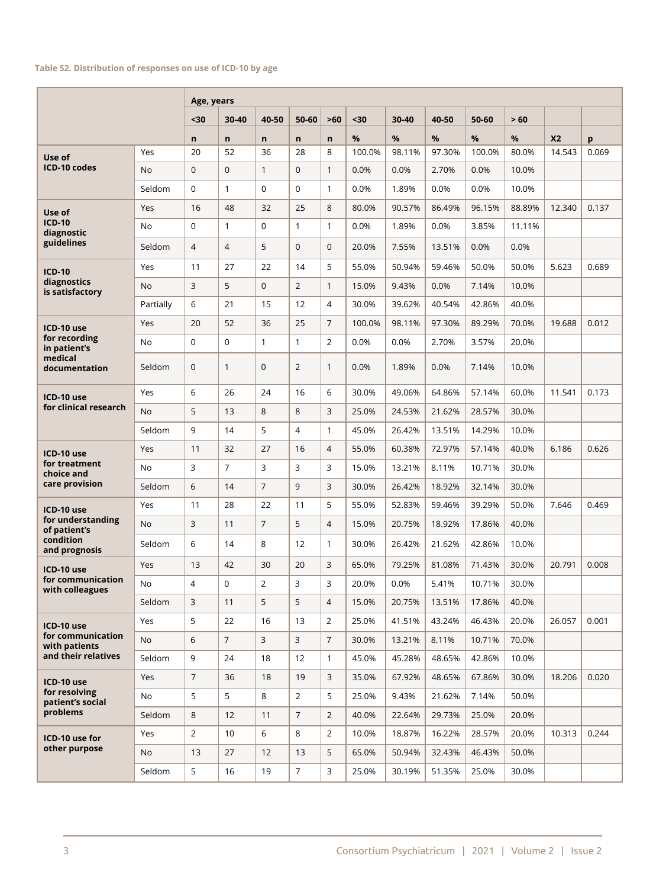**Table S2. Distribution of responses on use of ICD-10 by age**

| | | Age, years | | | | | | | | | | | |
|---|---|---|---|---|---|---|---|---|---|---|---|---|---|
| | | <30 | 30-40 | 40-50 | 50-60 | >60 | <30 | 30-40 | 40-50 | 50-60 | > 60 | | |
| | | n | n | n | n | n | % | % | % | % | % | X2 | p |
| Use of ICD-10 codes | Yes | 20 | 52 | 36 | 28 | 8 | 100.0% | 98.11% | 97.30% | 100.0% | 80.0% | 14.543 | 0.069 |
| | No | 0 | 0 | 1 | 0 | 1 | 0.0% | 0.0% | 2.70% | 0.0% | 10.0% | | |
| | Seldom | 0 | 1 | 0 | 0 | 1 | 0.0% | 1.89% | 0.0% | 0.0% | 10.0% | | |
| Use of ICD-10 diagnostic guidelines | Yes | 16 | 48 | 32 | 25 | 8 | 80.0% | 90.57% | 86.49% | 96.15% | 88.89% | 12.340 | 0.137 |
| | No | 0 | 1 | 0 | 1 | 1 | 0.0% | 1.89% | 0.0% | 3.85% | 11.11% | | |
| | Seldom | 4 | 4 | 5 | 0 | 0 | 20.0% | 7.55% | 13.51% | 0.0% | 0.0% | | |
| ICD-10 diagnostics is satisfactory | Yes | 11 | 27 | 22 | 14 | 5 | 55.0% | 50.94% | 59.46% | 50.0% | 50.0% | 5.623 | 0.689 |
| | No | 3 | 5 | 0 | 2 | 1 | 15.0% | 9.43% | 0.0% | 7.14% | 10.0% | | |
| | Partially | 6 | 21 | 15 | 12 | 4 | 30.0% | 39.62% | 40.54% | 42.86% | 40.0% | | |
| ICD-10 use for recording in patient's medical documentation | Yes | 20 | 52 | 36 | 25 | 7 | 100.0% | 98.11% | 97.30% | 89.29% | 70.0% | 19.688 | 0.012 |
| | No | 0 | 0 | 1 | 1 | 2 | 0.0% | 0.0% | 2.70% | 3.57% | 20.0% | | |
| | Seldom | 0 | 1 | 0 | 2 | 1 | 0.0% | 1.89% | 0.0% | 7.14% | 10.0% | | |
| ICD-10 use for clinical research | Yes | 6 | 26 | 24 | 16 | 6 | 30.0% | 49.06% | 64.86% | 57.14% | 60.0% | 11.541 | 0.173 |
| | No | 5 | 13 | 8 | 8 | 3 | 25.0% | 24.53% | 21.62% | 28.57% | 30.0% | | |
| | Seldom | 9 | 14 | 5 | 4 | 1 | 45.0% | 26.42% | 13.51% | 14.29% | 10.0% | | |
| ICD-10 use for treatment choice and care provision | Yes | 11 | 32 | 27 | 16 | 4 | 55.0% | 60.38% | 72.97% | 57.14% | 40.0% | 6.186 | 0.626 |
| | No | 3 | 7 | 3 | 3 | 3 | 15.0% | 13.21% | 8.11% | 10.71% | 30.0% | | |
| | Seldom | 6 | 14 | 7 | 9 | 3 | 30.0% | 26.42% | 18.92% | 32.14% | 30.0% | | |
| ICD-10 use for understanding of patient's condition and prognosis | Yes | 11 | 28 | 22 | 11 | 5 | 55.0% | 52.83% | 59.46% | 39.29% | 50.0% | 7.646 | 0.469 |
| | No | 3 | 11 | 7 | 5 | 4 | 15.0% | 20.75% | 18.92% | 17.86% | 40.0% | | |
| | Seldom | 6 | 14 | 8 | 12 | 1 | 30.0% | 26.42% | 21.62% | 42.86% | 10.0% | | |
| ICD-10 use for communication with colleagues | Yes | 13 | 42 | 30 | 20 | 3 | 65.0% | 79.25% | 81.08% | 71.43% | 30.0% | 20.791 | 0.008 |
| | No | 4 | 0 | 2 | 3 | 3 | 20.0% | 0.0% | 5.41% | 10.71% | 30.0% | | |
| | Seldom | 3 | 11 | 5 | 5 | 4 | 15.0% | 20.75% | 13.51% | 17.86% | 40.0% | | |
| ICD-10 use for communication with patients and their relatives | Yes | 5 | 22 | 16 | 13 | 2 | 25.0% | 41.51% | 43.24% | 46.43% | 20.0% | 26.057 | 0.001 |
| | No | 6 | 7 | 3 | 3 | 7 | 30.0% | 13.21% | 8.11% | 10.71% | 70.0% | | |
| | Seldom | 9 | 24 | 18 | 12 | 1 | 45.0% | 45.28% | 48.65% | 42.86% | 10.0% | | |
| ICD-10 use for resolving patient's social problems | Yes | 7 | 36 | 18 | 19 | 3 | 35.0% | 67.92% | 48.65% | 67.86% | 30.0% | 18.206 | 0.020 |
| | No | 5 | 5 | 8 | 2 | 5 | 25.0% | 9.43% | 21.62% | 7.14% | 50.0% | | |
| | Seldom | 8 | 12 | 11 | 7 | 2 | 40.0% | 22.64% | 29.73% | 25.0% | 20.0% | | |
| ICD-10 use for other purpose | Yes | 2 | 10 | 6 | 8 | 2 | 10.0% | 18.87% | 16.22% | 28.57% | 20.0% | 10.313 | 0.244 |
| | No | 13 | 27 | 12 | 13 | 5 | 65.0% | 50.94% | 32.43% | 46.43% | 50.0% | | |
| | Seldom | 5 | 16 | 19 | 7 | 3 | 25.0% | 30.19% | 51.35% | 25.0% | 30.0% | | |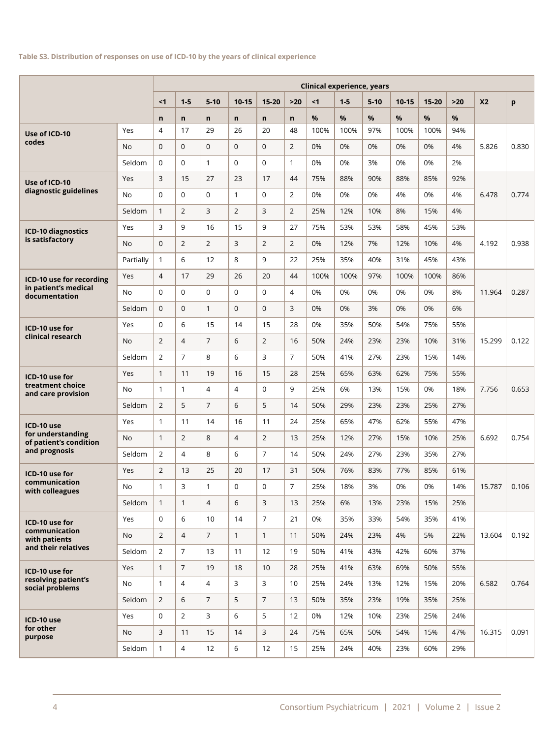**Table S3. Distribution of responses on use of ICD-10 by the years of clinical experience**

| | | Clinical experience, years | | | | | | | | | | | | | |
|---|---|---|---|---|---|---|---|---|---|---|---|---|---|---|---|
| | | <1 | 1-5 | 5-10 | 10-15 | 15-20 | >20 | <1 | 1-5 | 5-10 | 10-15 | 15-20 | >20 | X2 | p |
| | | n | n | n | n | n | n | % | % | % | % | % | % | | |
| **Use of ICD-10 codes** | Yes | 4 | 17 | 29 | 26 | 20 | 48 | 100% | 100% | 97% | 100% | 100% | 94% | 5.826 | 0.830 |
| | No | 0 | 0 | 0 | 0 | 0 | 2 | 0% | 0% | 0% | 0% | 0% | 4% | | |
| | Seldom | 0 | 0 | 1 | 0 | 0 | 1 | 0% | 0% | 3% | 0% | 0% | 2% | | |
| **Use of ICD-10 diagnostic guidelines** | Yes | 3 | 15 | 27 | 23 | 17 | 44 | 75% | 88% | 90% | 88% | 85% | 92% | 6.478 | 0.774 |
| | No | 0 | 0 | 0 | 1 | 0 | 2 | 0% | 0% | 0% | 4% | 0% | 4% | | |
| | Seldom | 1 | 2 | 3 | 2 | 3 | 2 | 25% | 12% | 10% | 8% | 15% | 4% | | |
| **ICD-10 diagnostics is satisfactory** | Yes | 3 | 9 | 16 | 15 | 9 | 27 | 75% | 53% | 53% | 58% | 45% | 53% | 4.192 | 0.938 |
| | No | 0 | 2 | 2 | 3 | 2 | 2 | 0% | 12% | 7% | 12% | 10% | 4% | | |
| | Partially | 1 | 6 | 12 | 8 | 9 | 22 | 25% | 35% | 40% | 31% | 45% | 43% | | |
| **ICD-10 use for recording in patient's medical documentation** | Yes | 4 | 17 | 29 | 26 | 20 | 44 | 100% | 100% | 97% | 100% | 100% | 86% | 11.964 | 0.287 |
| | No | 0 | 0 | 0 | 0 | 0 | 4 | 0% | 0% | 0% | 0% | 0% | 8% | | |
| | Seldom | 0 | 0 | 1 | 0 | 0 | 3 | 0% | 0% | 3% | 0% | 0% | 6% | | |
| **ICD-10 use for clinical research** | Yes | 0 | 6 | 15 | 14 | 15 | 28 | 0% | 35% | 50% | 54% | 75% | 55% | 15.299 | 0.122 |
| | No | 2 | 4 | 7 | 6 | 2 | 16 | 50% | 24% | 23% | 23% | 10% | 31% | | |
| | Seldom | 2 | 7 | 8 | 6 | 3 | 7 | 50% | 41% | 27% | 23% | 15% | 14% | | |
| **ICD-10 use for treatment choice and care provision** | Yes | 1 | 11 | 19 | 16 | 15 | 28 | 25% | 65% | 63% | 62% | 75% | 55% | 7.756 | 0.653 |
| | No | 1 | 1 | 4 | 4 | 0 | 9 | 25% | 6% | 13% | 15% | 0% | 18% | | |
| | Seldom | 2 | 5 | 7 | 6 | 5 | 14 | 50% | 29% | 23% | 23% | 25% | 27% | | |
| **ICD-10 use for understanding of patient's condition and prognosis** | Yes | 1 | 11 | 14 | 16 | 11 | 24 | 25% | 65% | 47% | 62% | 55% | 47% | 6.692 | 0.754 |
| | No | 1 | 2 | 8 | 4 | 2 | 13 | 25% | 12% | 27% | 15% | 10% | 25% | | |
| | Seldom | 2 | 4 | 8 | 6 | 7 | 14 | 50% | 24% | 27% | 23% | 35% | 27% | | |
| **ICD-10 use for communication with colleagues** | Yes | 2 | 13 | 25 | 20 | 17 | 31 | 50% | 76% | 83% | 77% | 85% | 61% | 15.787 | 0.106 |
| | No | 1 | 3 | 1 | 0 | 0 | 7 | 25% | 18% | 3% | 0% | 0% | 14% | | |
| | Seldom | 1 | 1 | 4 | 6 | 3 | 13 | 25% | 6% | 13% | 23% | 15% | 25% | | |
| **ICD-10 use for communication with patients and their relatives** | Yes | 0 | 6 | 10 | 14 | 7 | 21 | 0% | 35% | 33% | 54% | 35% | 41% | 13.604 | 0.192 |
| | No | 2 | 4 | 7 | 1 | 1 | 11 | 50% | 24% | 23% | 4% | 5% | 22% | | |
| | Seldom | 2 | 7 | 13 | 11 | 12 | 19 | 50% | 41% | 43% | 42% | 60% | 37% | | |
| **ICD-10 use for resolving patient's social problems** | Yes | 1 | 7 | 19 | 18 | 10 | 28 | 25% | 41% | 63% | 69% | 50% | 55% | 6.582 | 0.764 |
| | No | 1 | 4 | 4 | 3 | 3 | 10 | 25% | 24% | 13% | 12% | 15% | 20% | | |
| | Seldom | 2 | 6 | 7 | 5 | 7 | 13 | 50% | 35% | 23% | 19% | 35% | 25% | | |
| **ICD-10 use for other purpose** | Yes | 0 | 2 | 3 | 6 | 5 | 12 | 0% | 12% | 10% | 23% | 25% | 24% | 16.315 | 0.091 |
| | No | 3 | 11 | 15 | 14 | 3 | 24 | 75% | 65% | 50% | 54% | 15% | 47% | | |
| | Seldom | 1 | 4 | 12 | 6 | 12 | 15 | 25% | 24% | 40% | 23% | 60% | 29% | | |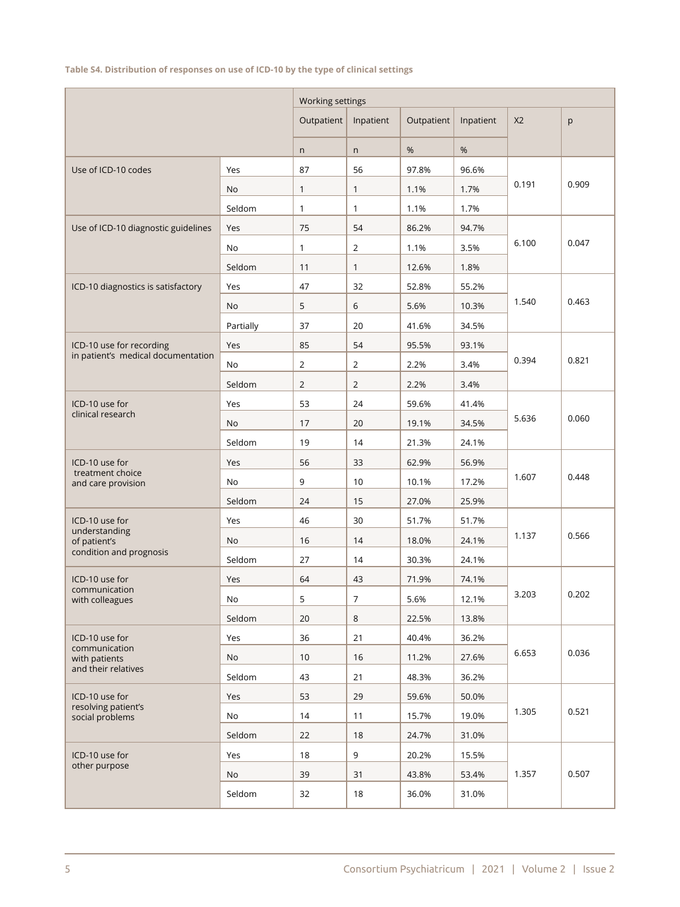**Table S4. Distribution of responses on use of ICD-10 by the type of clinical settings**

| | | Working settings | | | | | |
|---|---|---|---|---|---|---|---|
| | | Outpatient | Inpatient | Outpatient | Inpatient | X2 | p |
| | | n | n | % | % | | |
| Use of ICD-10 codes | Yes | 87 | 56 | 97.8% | 96.6% | 0.191 | 0.909 |
| | No | 1 | 1 | 1.1% | 1.7% | | |
| | Seldom | 1 | 1 | 1.1% | 1.7% | | |
| Use of ICD-10 diagnostic guidelines | Yes | 75 | 54 | 86.2% | 94.7% | 6.100 | 0.047 |
| | No | 1 | 2 | 1.1% | 3.5% | | |
| | Seldom | 11 | 1 | 12.6% | 1.8% | | |
| ICD-10 diagnostics is satisfactory | Yes | 47 | 32 | 52.8% | 55.2% | 1.540 | 0.463 |
| | No | 5 | 6 | 5.6% | 10.3% | | |
| | Partially | 37 | 20 | 41.6% | 34.5% | | |
| ICD-10 use for recording in patient's medical documentation | Yes | 85 | 54 | 95.5% | 93.1% | 0.394 | 0.821 |
| | No | 2 | 2 | 2.2% | 3.4% | | |
| | Seldom | 2 | 2 | 2.2% | 3.4% | | |
| ICD-10 use for clinical research | Yes | 53 | 24 | 59.6% | 41.4% | 5.636 | 0.060 |
| | No | 17 | 20 | 19.1% | 34.5% | | |
| | Seldom | 19 | 14 | 21.3% | 24.1% | | |
| ICD-10 use for treatment choice and care provision | Yes | 56 | 33 | 62.9% | 56.9% | 1.607 | 0.448 |
| | No | 9 | 10 | 10.1% | 17.2% | | |
| | Seldom | 24 | 15 | 27.0% | 25.9% | | |
| ICD-10 use for understanding of patient's condition and prognosis | Yes | 46 | 30 | 51.7% | 51.7% | 1.137 | 0.566 |
| | No | 16 | 14 | 18.0% | 24.1% | | |
| | Seldom | 27 | 14 | 30.3% | 24.1% | | |
| ICD-10 use for communication with colleagues | Yes | 64 | 43 | 71.9% | 74.1% | 3.203 | 0.202 |
| | No | 5 | 7 | 5.6% | 12.1% | | |
| | Seldom | 20 | 8 | 22.5% | 13.8% | | |
| ICD-10 use for communication with patients and their relatives | Yes | 36 | 21 | 40.4% | 36.2% | 6.653 | 0.036 |
| | No | 10 | 16 | 11.2% | 27.6% | | |
| | Seldom | 43 | 21 | 48.3% | 36.2% | | |
| ICD-10 use for resolving patient's social problems | Yes | 53 | 29 | 59.6% | 50.0% | 1.305 | 0.521 |
| | No | 14 | 11 | 15.7% | 19.0% | | |
| | Seldom | 22 | 18 | 24.7% | 31.0% | | |
| ICD-10 use for other purpose | Yes | 18 | 9 | 20.2% | 15.5% | 1.357 | 0.507 |
| | No | 39 | 31 | 43.8% | 53.4% | | |
| | Seldom | 32 | 18 | 36.0% | 31.0% | | |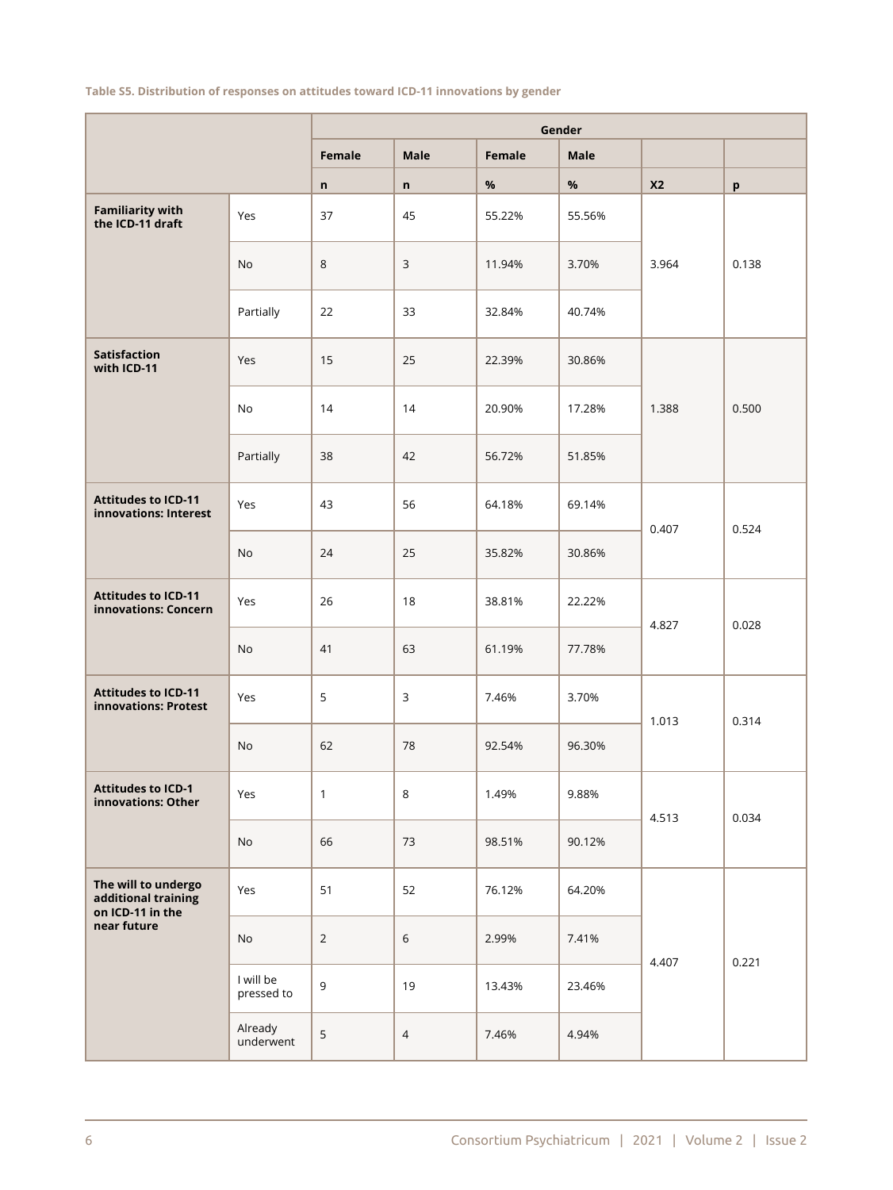**Table S5. Distribution of responses on attitudes toward ICD-11 innovations by gender**

| | | Gender | | | | | |
|---|---|---|---|---|---|---|---|
| | | Female | Male | Female | Male | | |
| | | n | n | % | % | X2 | p |
| **Familiarity with the ICD-11 draft** | Yes | 37 | 45 | 55.22% | 55.56% | 3.964 | 0.138 |
| | No | 8 | 3 | 11.94% | 3.70% | | |
| | Partially | 22 | 33 | 32.84% | 40.74% | | |
| **Satisfaction with ICD-11** | Yes | 15 | 25 | 22.39% | 30.86% | 1.388 | 0.500 |
| | No | 14 | 14 | 20.90% | 17.28% | | |
| | Partially | 38 | 42 | 56.72% | 51.85% | | |
| **Attitudes to ICD-11 innovations: Interest** | Yes | 43 | 56 | 64.18% | 69.14% | 0.407 | 0.524 |
| | No | 24 | 25 | 35.82% | 30.86% | | |
| **Attitudes to ICD-11 innovations: Concern** | Yes | 26 | 18 | 38.81% | 22.22% | 4.827 | 0.028 |
| | No | 41 | 63 | 61.19% | 77.78% | | |
| **Attitudes to ICD-11 innovations: Protest** | Yes | 5 | 3 | 7.46% | 3.70% | 1.013 | 0.314 |
| | No | 62 | 78 | 92.54% | 96.30% | | |
| **Attitudes to ICD-1 innovations: Other** | Yes | 1 | 8 | 1.49% | 9.88% | 4.513 | 0.034 |
| | No | 66 | 73 | 98.51% | 90.12% | | |
| **The will to undergo additional training on ICD-11 in the near future** | Yes | 51 | 52 | 76.12% | 64.20% | 4.407 | 0.221 |
| | No | 2 | 6 | 2.99% | 7.41% | | |
| | I will be pressed to | 9 | 19 | 13.43% | 23.46% | | |
| | Already underwent | 5 | 4 | 7.46% | 4.94% | | |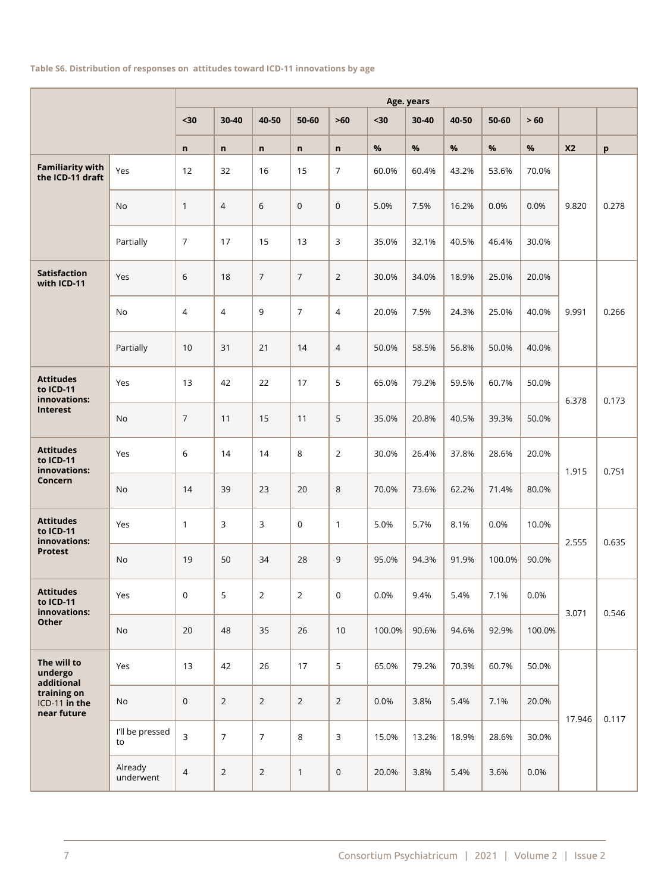**Table S6. Distribution of responses on attitudes toward ICD-11 innovations by age**

| | | Age. years | | | | | | | | | | | |
|---|---|---|---|---|---|---|---|---|---|---|---|---|---|
| | | <30 | 30-40 | 40-50 | 50-60 | >60 | <30 | 30-40 | 40-50 | 50-60 | > 60 | | |
| | | n | n | n | n | n | % | % | % | % | % | X2 | p |
| **Familiarity with the ICD-11 draft** | Yes | 12 | 32 | 16 | 15 | 7 | 60.0% | 60.4% | 43.2% | 53.6% | 70.0% | 9.820 | 0.278 |
| | No | 1 | 4 | 6 | 0 | 0 | 5.0% | 7.5% | 16.2% | 0.0% | 0.0% | | |
| | Partially | 7 | 17 | 15 | 13 | 3 | 35.0% | 32.1% | 40.5% | 46.4% | 30.0% | | |
| **Satisfaction with ICD-11** | Yes | 6 | 18 | 7 | 7 | 2 | 30.0% | 34.0% | 18.9% | 25.0% | 20.0% | 9.991 | 0.266 |
| | No | 4 | 4 | 9 | 7 | 4 | 20.0% | 7.5% | 24.3% | 25.0% | 40.0% | | |
| | Partially | 10 | 31 | 21 | 14 | 4 | 50.0% | 58.5% | 56.8% | 50.0% | 40.0% | | |
| **Attitudes to ICD-11 innovations: Interest** | Yes | 13 | 42 | 22 | 17 | 5 | 65.0% | 79.2% | 59.5% | 60.7% | 50.0% | 6.378 | 0.173 |
| | No | 7 | 11 | 15 | 11 | 5 | 35.0% | 20.8% | 40.5% | 39.3% | 50.0% | | |
| **Attitudes to ICD-11 innovations: Concern** | Yes | 6 | 14 | 14 | 8 | 2 | 30.0% | 26.4% | 37.8% | 28.6% | 20.0% | 1.915 | 0.751 |
| | No | 14 | 39 | 23 | 20 | 8 | 70.0% | 73.6% | 62.2% | 71.4% | 80.0% | | |
| **Attitudes to ICD-11 innovations: Protest** | Yes | 1 | 3 | 3 | 0 | 1 | 5.0% | 5.7% | 8.1% | 0.0% | 10.0% | 2.555 | 0.635 |
| | No | 19 | 50 | 34 | 28 | 9 | 95.0% | 94.3% | 91.9% | 100.0% | 90.0% | | |
| **Attitudes to ICD-11 innovations: Other** | Yes | 0 | 5 | 2 | 2 | 0 | 0.0% | 9.4% | 5.4% | 7.1% | 0.0% | 3.071 | 0.546 |
| | No | 20 | 48 | 35 | 26 | 10 | 100.0% | 90.6% | 94.6% | 92.9% | 100.0% | | |
| **The will to undergo additional training on** ICD-11 **in the near future** | Yes | 13 | 42 | 26 | 17 | 5 | 65.0% | 79.2% | 70.3% | 60.7% | 50.0% | 17.946 | 0.117 |
| | No | 0 | 2 | 2 | 2 | 2 | 0.0% | 3.8% | 5.4% | 7.1% | 20.0% | | |
| | I'll be pressed to | 3 | 7 | 7 | 8 | 3 | 15.0% | 13.2% | 18.9% | 28.6% | 30.0% | | |
| | Already underwent | 4 | 2 | 2 | 1 | 0 | 20.0% | 3.8% | 5.4% | 3.6% | 0.0% | | |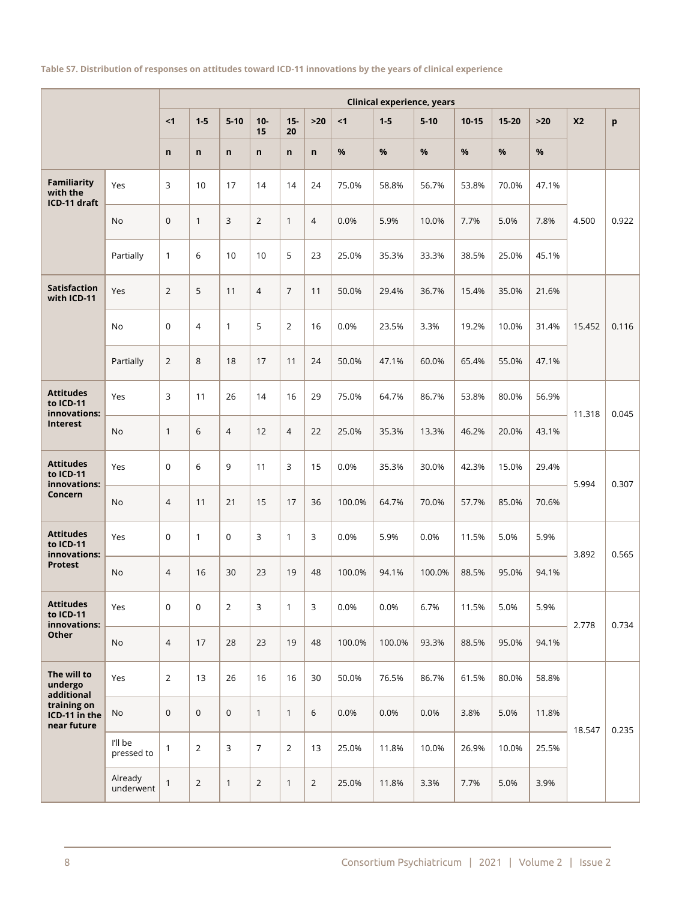**Table S7. Distribution of responses on attitudes toward ICD-11 innovations by the years of clinical experience**

| | | Clinical experience, years | | | | | | | | | | | | | |
|---|---|---|---|---|---|---|---|---|---|---|---|---|---|---|---|
| | | <1 | 1-5 | 5-10 | 10-15 | 15-20 | >20 | <1 | 1-5 | 5-10 | 10-15 | 15-20 | >20 | X2 | p |
| | | n | n | n | n | n | n | % | % | % | % | % | % | | |
| **Familiarity with the ICD-11 draft** | Yes | 3 | 10 | 17 | 14 | 14 | 24 | 75.0% | 58.8% | 56.7% | 53.8% | 70.0% | 47.1% | 4.500 | 0.922 |
| | No | 0 | 1 | 3 | 2 | 1 | 4 | 0.0% | 5.9% | 10.0% | 7.7% | 5.0% | 7.8% | | |
| | Partially | 1 | 6 | 10 | 10 | 5 | 23 | 25.0% | 35.3% | 33.3% | 38.5% | 25.0% | 45.1% | | |
| **Satisfaction with ICD-11** | Yes | 2 | 5 | 11 | 4 | 7 | 11 | 50.0% | 29.4% | 36.7% | 15.4% | 35.0% | 21.6% | 15.452 | 0.116 |
| | No | 0 | 4 | 1 | 5 | 2 | 16 | 0.0% | 23.5% | 3.3% | 19.2% | 10.0% | 31.4% | | |
| | Partially | 2 | 8 | 18 | 17 | 11 | 24 | 50.0% | 47.1% | 60.0% | 65.4% | 55.0% | 47.1% | | |
| **Attitudes to ICD-11 innovations: Interest** | Yes | 3 | 11 | 26 | 14 | 16 | 29 | 75.0% | 64.7% | 86.7% | 53.8% | 80.0% | 56.9% | 11.318 | 0.045 |
| | No | 1 | 6 | 4 | 12 | 4 | 22 | 25.0% | 35.3% | 13.3% | 46.2% | 20.0% | 43.1% | | |
| **Attitudes to ICD-11 innovations: Concern** | Yes | 0 | 6 | 9 | 11 | 3 | 15 | 0.0% | 35.3% | 30.0% | 42.3% | 15.0% | 29.4% | 5.994 | 0.307 |
| | No | 4 | 11 | 21 | 15 | 17 | 36 | 100.0% | 64.7% | 70.0% | 57.7% | 85.0% | 70.6% | | |
| **Attitudes to ICD-11 innovations: Protest** | Yes | 0 | 1 | 0 | 3 | 1 | 3 | 0.0% | 5.9% | 0.0% | 11.5% | 5.0% | 5.9% | 3.892 | 0.565 |
| | No | 4 | 16 | 30 | 23 | 19 | 48 | 100.0% | 94.1% | 100.0% | 88.5% | 95.0% | 94.1% | | |
| **Attitudes to ICD-11 innovations: Other** | Yes | 0 | 0 | 2 | 3 | 1 | 3 | 0.0% | 0.0% | 6.7% | 11.5% | 5.0% | 5.9% | 2.778 | 0.734 |
| | No | 4 | 17 | 28 | 23 | 19 | 48 | 100.0% | 100.0% | 93.3% | 88.5% | 95.0% | 94.1% | | |
| **The will to undergo additional training on ICD-11 in the near future** | Yes | 2 | 13 | 26 | 16 | 16 | 30 | 50.0% | 76.5% | 86.7% | 61.5% | 80.0% | 58.8% | 18.547 | 0.235 |
| | No | 0 | 0 | 0 | 1 | 1 | 6 | 0.0% | 0.0% | 0.0% | 3.8% | 5.0% | 11.8% | | |
| | I'll be pressed to | 1 | 2 | 3 | 7 | 2 | 13 | 25.0% | 11.8% | 10.0% | 26.9% | 10.0% | 25.5% | | |
| | Already underwent | 1 | 2 | 1 | 2 | 1 | 2 | 25.0% | 11.8% | 3.3% | 7.7% | 5.0% | 3.9% | | |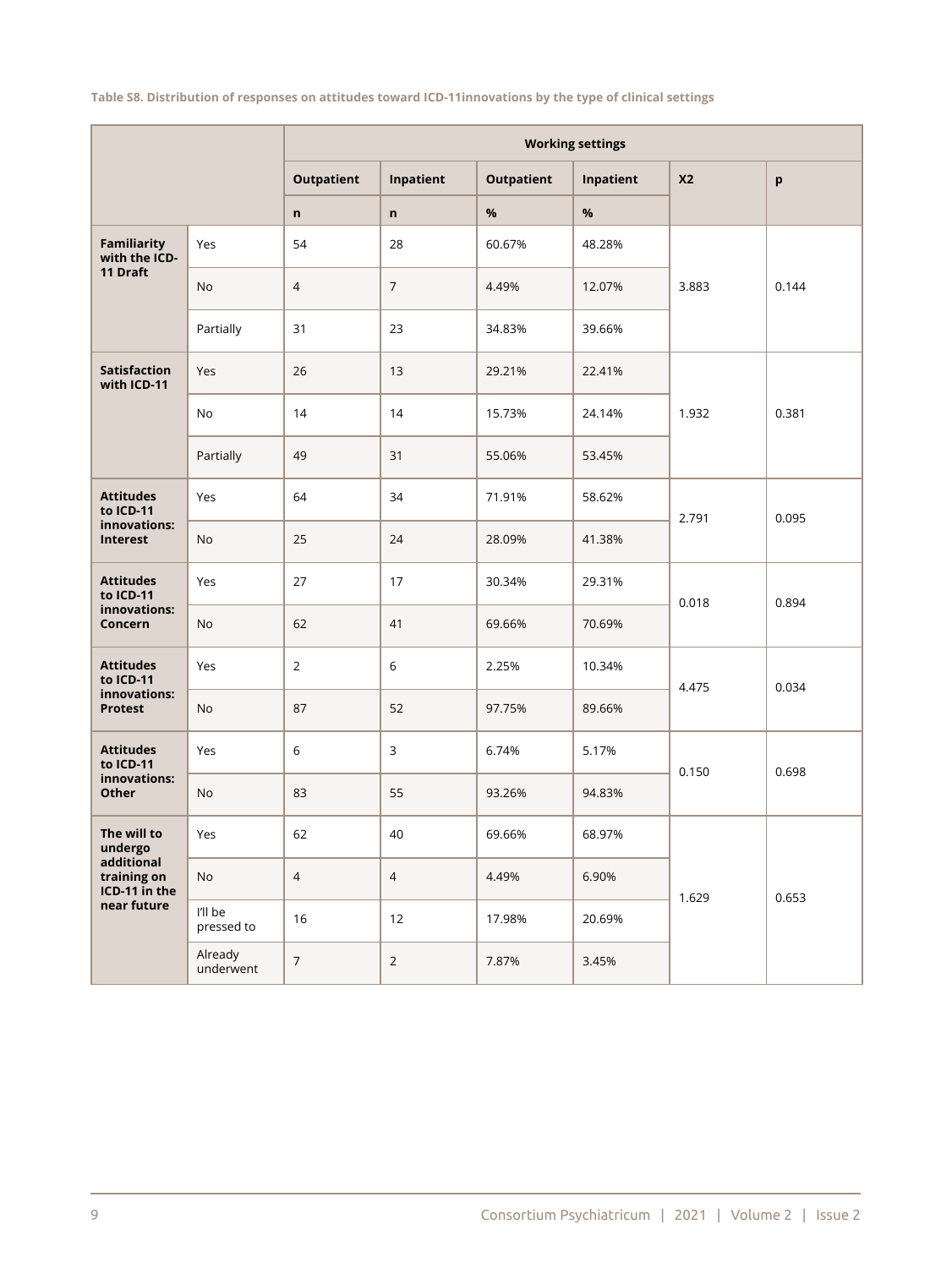**Table S8. Distribution of responses on attitudes toward ICD-11innovations by the type of clinical settings**

| | | Working settings | | | | | |
|---|---|---|---|---|---|---|---|
| | | Outpatient | Inpatient | Outpatient | Inpatient | X2 | p |
| | | n | n | % | % | | |
| **Familiarity with the ICD-11 Draft** | Yes | 54 | 28 | 60.67% | 48.28% | 3.883 | 0.144 |
| | No | 4 | 7 | 4.49% | 12.07% | | |
| | Partially | 31 | 23 | 34.83% | 39.66% | | |
| **Satisfaction with ICD-11** | Yes | 26 | 13 | 29.21% | 22.41% | 1.932 | 0.381 |
| | No | 14 | 14 | 15.73% | 24.14% | | |
| | Partially | 49 | 31 | 55.06% | 53.45% | | |
| **Attitudes to ICD-11 innovations: Interest** | Yes | 64 | 34 | 71.91% | 58.62% | 2.791 | 0.095 |
| | No | 25 | 24 | 28.09% | 41.38% | | |
| **Attitudes to ICD-11 innovations: Concern** | Yes | 27 | 17 | 30.34% | 29.31% | 0.018 | 0.894 |
| | No | 62 | 41 | 69.66% | 70.69% | | |
| **Attitudes to ICD-11 innovations: Protest** | Yes | 2 | 6 | 2.25% | 10.34% | 4.475 | 0.034 |
| | No | 87 | 52 | 97.75% | 89.66% | | |
| **Attitudes to ICD-11 innovations: Other** | Yes | 6 | 3 | 6.74% | 5.17% | 0.150 | 0.698 |
| | No | 83 | 55 | 93.26% | 94.83% | | |
| **The will to undergo additional training on ICD-11 in the near future** | Yes | 62 | 40 | 69.66% | 68.97% | 1.629 | 0.653 |
| | No | 4 | 4 | 4.49% | 6.90% | | |
| | I'll be pressed to | 16 | 12 | 17.98% | 20.69% | | |
| | Already underwent | 7 | 2 | 7.87% | 3.45% | | |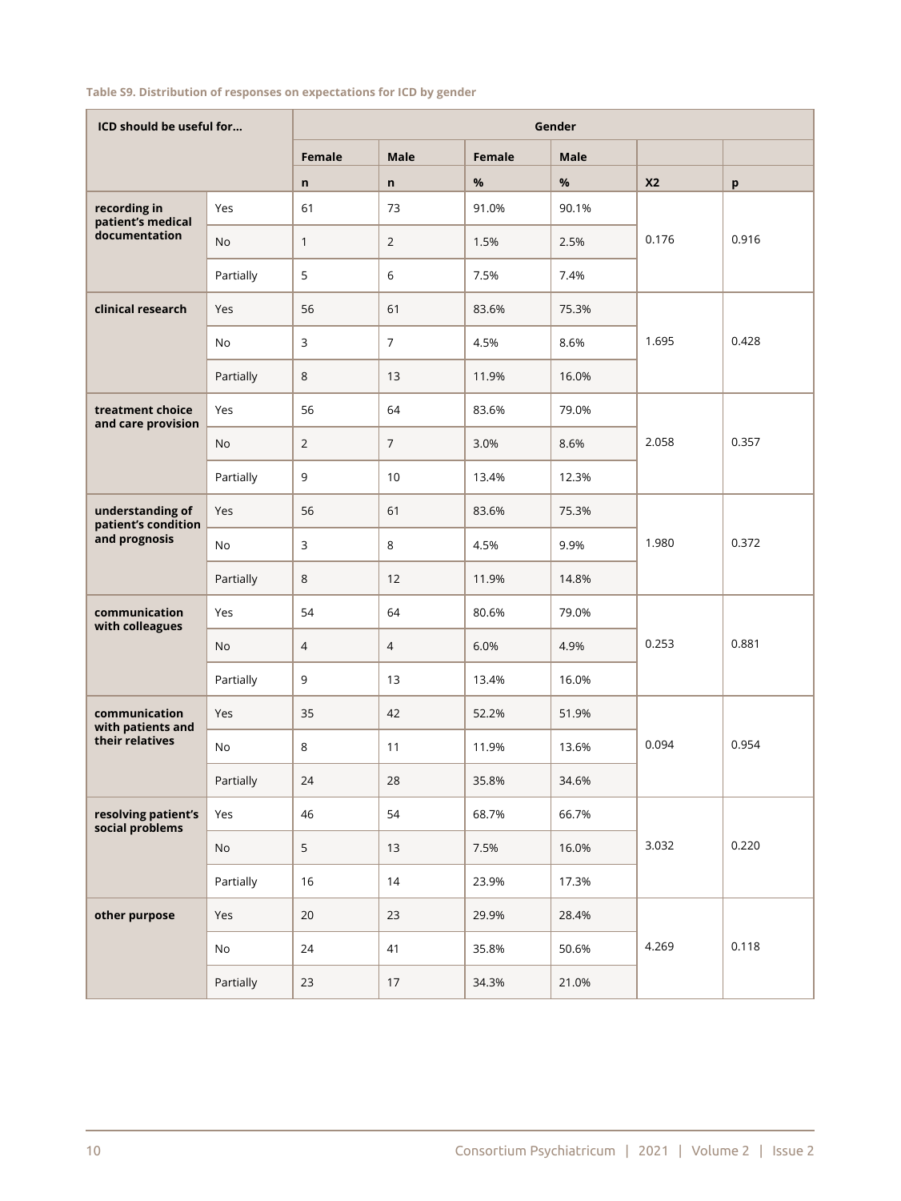**Table S9. Distribution of responses on expectations for ICD by gender**

| ICD should be useful for... | | Gender | | | | | |
|---|---|---|---|---|---|---|---|
| | | Female | Male | Female | Male | | |
| | | n | n | % | % | X2 | p |
| **recording in patient's medical documentation** | Yes | 61 | 73 | 91.0% | 90.1% | 0.176 | 0.916 |
| | No | 1 | 2 | 1.5% | 2.5% | | |
| | Partially | 5 | 6 | 7.5% | 7.4% | | |
| **clinical research** | Yes | 56 | 61 | 83.6% | 75.3% | 1.695 | 0.428 |
| | No | 3 | 7 | 4.5% | 8.6% | | |
| | Partially | 8 | 13 | 11.9% | 16.0% | | |
| **treatment choice and care provision** | Yes | 56 | 64 | 83.6% | 79.0% | 2.058 | 0.357 |
| | No | 2 | 7 | 3.0% | 8.6% | | |
| | Partially | 9 | 10 | 13.4% | 12.3% | | |
| **understanding of patient's condition and prognosis** | Yes | 56 | 61 | 83.6% | 75.3% | 1.980 | 0.372 |
| | No | 3 | 8 | 4.5% | 9.9% | | |
| | Partially | 8 | 12 | 11.9% | 14.8% | | |
| **communication with colleagues** | Yes | 54 | 64 | 80.6% | 79.0% | 0.253 | 0.881 |
| | No | 4 | 4 | 6.0% | 4.9% | | |
| | Partially | 9 | 13 | 13.4% | 16.0% | | |
| **communication with patients and their relatives** | Yes | 35 | 42 | 52.2% | 51.9% | 0.094 | 0.954 |
| | No | 8 | 11 | 11.9% | 13.6% | | |
| | Partially | 24 | 28 | 35.8% | 34.6% | | |
| **resolving patient's social problems** | Yes | 46 | 54 | 68.7% | 66.7% | 3.032 | 0.220 |
| | No | 5 | 13 | 7.5% | 16.0% | | |
| | Partially | 16 | 14 | 23.9% | 17.3% | | |
| **other purpose** | Yes | 20 | 23 | 29.9% | 28.4% | 4.269 | 0.118 |
| | No | 24 | 41 | 35.8% | 50.6% | | |
| | Partially | 23 | 17 | 34.3% | 21.0% | | |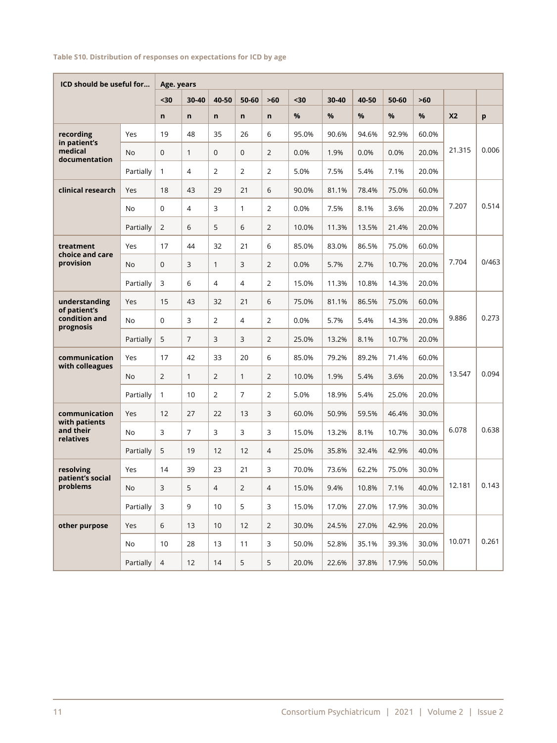**Table S10. Distribution of responses on expectations for ICD by age**

| ICD should be useful for... | | Age. years | | | | | | | | | | | |
|---|---|---|---|---|---|---|---|---|---|---|---|---|---|
| | | <30 | 30-40 | 40-50 | 50-60 | >60 | <30 | 30-40 | 40-50 | 50-60 | >60 | | |
| | | n | n | n | n | n | % | % | % | % | % | X2 | p |
| recording in patient's medical documentation | Yes | 19 | 48 | 35 | 26 | 6 | 95.0% | 90.6% | 94.6% | 92.9% | 60.0% | 21.315 | 0.006 |
| | No | 0 | 1 | 0 | 0 | 2 | 0.0% | 1.9% | 0.0% | 0.0% | 20.0% | | |
| | Partially | 1 | 4 | 2 | 2 | 2 | 5.0% | 7.5% | 5.4% | 7.1% | 20.0% | | |
| clinical research | Yes | 18 | 43 | 29 | 21 | 6 | 90.0% | 81.1% | 78.4% | 75.0% | 60.0% | 7.207 | 0.514 |
| | No | 0 | 4 | 3 | 1 | 2 | 0.0% | 7.5% | 8.1% | 3.6% | 20.0% | | |
| | Partially | 2 | 6 | 5 | 6 | 2 | 10.0% | 11.3% | 13.5% | 21.4% | 20.0% | | |
| treatment choice and care provision | Yes | 17 | 44 | 32 | 21 | 6 | 85.0% | 83.0% | 86.5% | 75.0% | 60.0% | 7.704 | 0/463 |
| | No | 0 | 3 | 1 | 3 | 2 | 0.0% | 5.7% | 2.7% | 10.7% | 20.0% | | |
| | Partially | 3 | 6 | 4 | 4 | 2 | 15.0% | 11.3% | 10.8% | 14.3% | 20.0% | | |
| understanding of patient's condition and prognosis | Yes | 15 | 43 | 32 | 21 | 6 | 75.0% | 81.1% | 86.5% | 75.0% | 60.0% | 9.886 | 0.273 |
| | No | 0 | 3 | 2 | 4 | 2 | 0.0% | 5.7% | 5.4% | 14.3% | 20.0% | | |
| | Partially | 5 | 7 | 3 | 3 | 2 | 25.0% | 13.2% | 8.1% | 10.7% | 20.0% | | |
| communication with colleagues | Yes | 17 | 42 | 33 | 20 | 6 | 85.0% | 79.2% | 89.2% | 71.4% | 60.0% | 13.547 | 0.094 |
| | No | 2 | 1 | 2 | 1 | 2 | 10.0% | 1.9% | 5.4% | 3.6% | 20.0% | | |
| | Partially | 1 | 10 | 2 | 7 | 2 | 5.0% | 18.9% | 5.4% | 25.0% | 20.0% | | |
| communication with patients and their relatives | Yes | 12 | 27 | 22 | 13 | 3 | 60.0% | 50.9% | 59.5% | 46.4% | 30.0% | 6.078 | 0.638 |
| | No | 3 | 7 | 3 | 3 | 3 | 15.0% | 13.2% | 8.1% | 10.7% | 30.0% | | |
| | Partially | 5 | 19 | 12 | 12 | 4 | 25.0% | 35.8% | 32.4% | 42.9% | 40.0% | | |
| resolving patient's social problems | Yes | 14 | 39 | 23 | 21 | 3 | 70.0% | 73.6% | 62.2% | 75.0% | 30.0% | 12.181 | 0.143 |
| | No | 3 | 5 | 4 | 2 | 4 | 15.0% | 9.4% | 10.8% | 7.1% | 40.0% | | |
| | Partially | 3 | 9 | 10 | 5 | 3 | 15.0% | 17.0% | 27.0% | 17.9% | 30.0% | | |
| other purpose | Yes | 6 | 13 | 10 | 12 | 2 | 30.0% | 24.5% | 27.0% | 42.9% | 20.0% | 10.071 | 0.261 |
| | No | 10 | 28 | 13 | 11 | 3 | 50.0% | 52.8% | 35.1% | 39.3% | 30.0% | | |
| | Partially | 4 | 12 | 14 | 5 | 5 | 20.0% | 22.6% | 37.8% | 17.9% | 50.0% | | |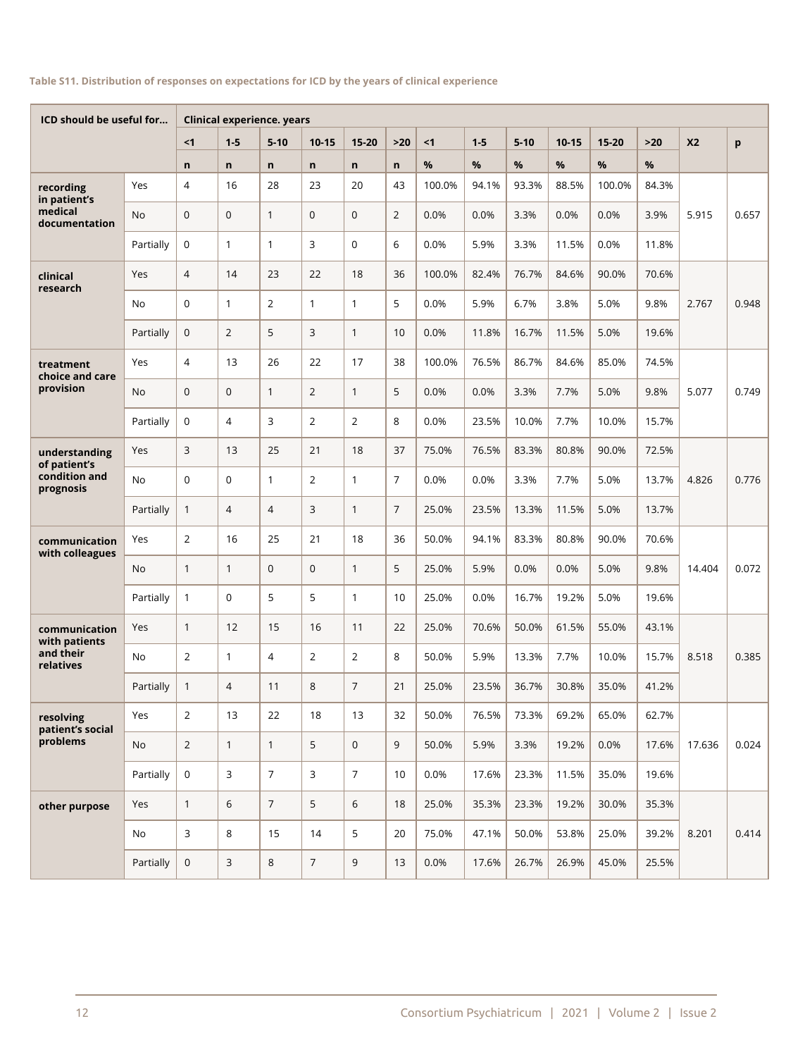**Table S11. Distribution of responses on expectations for ICD by the years of clinical experience**

| ICD should be useful for... | | Clinical experience. years | | | | | | | | | | | | | |
|---|---|---|---|---|---|---|---|---|---|---|---|---|---|---|---|
| | | <1 | 1-5 | 5-10 | 10-15 | 15-20 | >20 | <1 | 1-5 | 5-10 | 10-15 | 15-20 | >20 | X2 | p |
| | | n | n | n | n | n | n | % | % | % | % | % | % | | |
| **recording in patient's medical documentation** | Yes | 4 | 16 | 28 | 23 | 20 | 43 | 100.0% | 94.1% | 93.3% | 88.5% | 100.0% | 84.3% | 5.915 | 0.657 |
| | No | 0 | 0 | 1 | 0 | 0 | 2 | 0.0% | 0.0% | 3.3% | 0.0% | 0.0% | 3.9% | | |
| | Partially | 0 | 1 | 1 | 3 | 0 | 6 | 0.0% | 5.9% | 3.3% | 11.5% | 0.0% | 11.8% | | |
| **clinical research** | Yes | 4 | 14 | 23 | 22 | 18 | 36 | 100.0% | 82.4% | 76.7% | 84.6% | 90.0% | 70.6% | 2.767 | 0.948 |
| | No | 0 | 1 | 2 | 1 | 1 | 5 | 0.0% | 5.9% | 6.7% | 3.8% | 5.0% | 9.8% | | |
| | Partially | 0 | 2 | 5 | 3 | 1 | 10 | 0.0% | 11.8% | 16.7% | 11.5% | 5.0% | 19.6% | | |
| **treatment choice and care provision** | Yes | 4 | 13 | 26 | 22 | 17 | 38 | 100.0% | 76.5% | 86.7% | 84.6% | 85.0% | 74.5% | 5.077 | 0.749 |
| | No | 0 | 0 | 1 | 2 | 1 | 5 | 0.0% | 0.0% | 3.3% | 7.7% | 5.0% | 9.8% | | |
| | Partially | 0 | 4 | 3 | 2 | 2 | 8 | 0.0% | 23.5% | 10.0% | 7.7% | 10.0% | 15.7% | | |
| **understanding of patient's condition and prognosis** | Yes | 3 | 13 | 25 | 21 | 18 | 37 | 75.0% | 76.5% | 83.3% | 80.8% | 90.0% | 72.5% | 4.826 | 0.776 |
| | No | 0 | 0 | 1 | 2 | 1 | 7 | 0.0% | 0.0% | 3.3% | 7.7% | 5.0% | 13.7% | | |
| | Partially | 1 | 4 | 4 | 3 | 1 | 7 | 25.0% | 23.5% | 13.3% | 11.5% | 5.0% | 13.7% | | |
| **communication with colleagues** | Yes | 2 | 16 | 25 | 21 | 18 | 36 | 50.0% | 94.1% | 83.3% | 80.8% | 90.0% | 70.6% | 14.404 | 0.072 |
| | No | 1 | 1 | 0 | 0 | 1 | 5 | 25.0% | 5.9% | 0.0% | 0.0% | 5.0% | 9.8% | | |
| | Partially | 1 | 0 | 5 | 5 | 1 | 10 | 25.0% | 0.0% | 16.7% | 19.2% | 5.0% | 19.6% | | |
| **communication with patients and their relatives** | Yes | 1 | 12 | 15 | 16 | 11 | 22 | 25.0% | 70.6% | 50.0% | 61.5% | 55.0% | 43.1% | 8.518 | 0.385 |
| | No | 2 | 1 | 4 | 2 | 2 | 8 | 50.0% | 5.9% | 13.3% | 7.7% | 10.0% | 15.7% | | |
| | Partially | 1 | 4 | 11 | 8 | 7 | 21 | 25.0% | 23.5% | 36.7% | 30.8% | 35.0% | 41.2% | | |
| **resolving patient's social problems** | Yes | 2 | 13 | 22 | 18 | 13 | 32 | 50.0% | 76.5% | 73.3% | 69.2% | 65.0% | 62.7% | 17.636 | 0.024 |
| | No | 2 | 1 | 1 | 5 | 0 | 9 | 50.0% | 5.9% | 3.3% | 19.2% | 0.0% | 17.6% | | |
| | Partially | 0 | 3 | 7 | 3 | 7 | 10 | 0.0% | 17.6% | 23.3% | 11.5% | 35.0% | 19.6% | | |
| **other purpose** | Yes | 1 | 6 | 7 | 5 | 6 | 18 | 25.0% | 35.3% | 23.3% | 19.2% | 30.0% | 35.3% | 8.201 | 0.414 |
| | No | 3 | 8 | 15 | 14 | 5 | 20 | 75.0% | 47.1% | 50.0% | 53.8% | 25.0% | 39.2% | | |
| | Partially | 0 | 3 | 8 | 7 | 9 | 13 | 0.0% | 17.6% | 26.7% | 26.9% | 45.0% | 25.5% | | |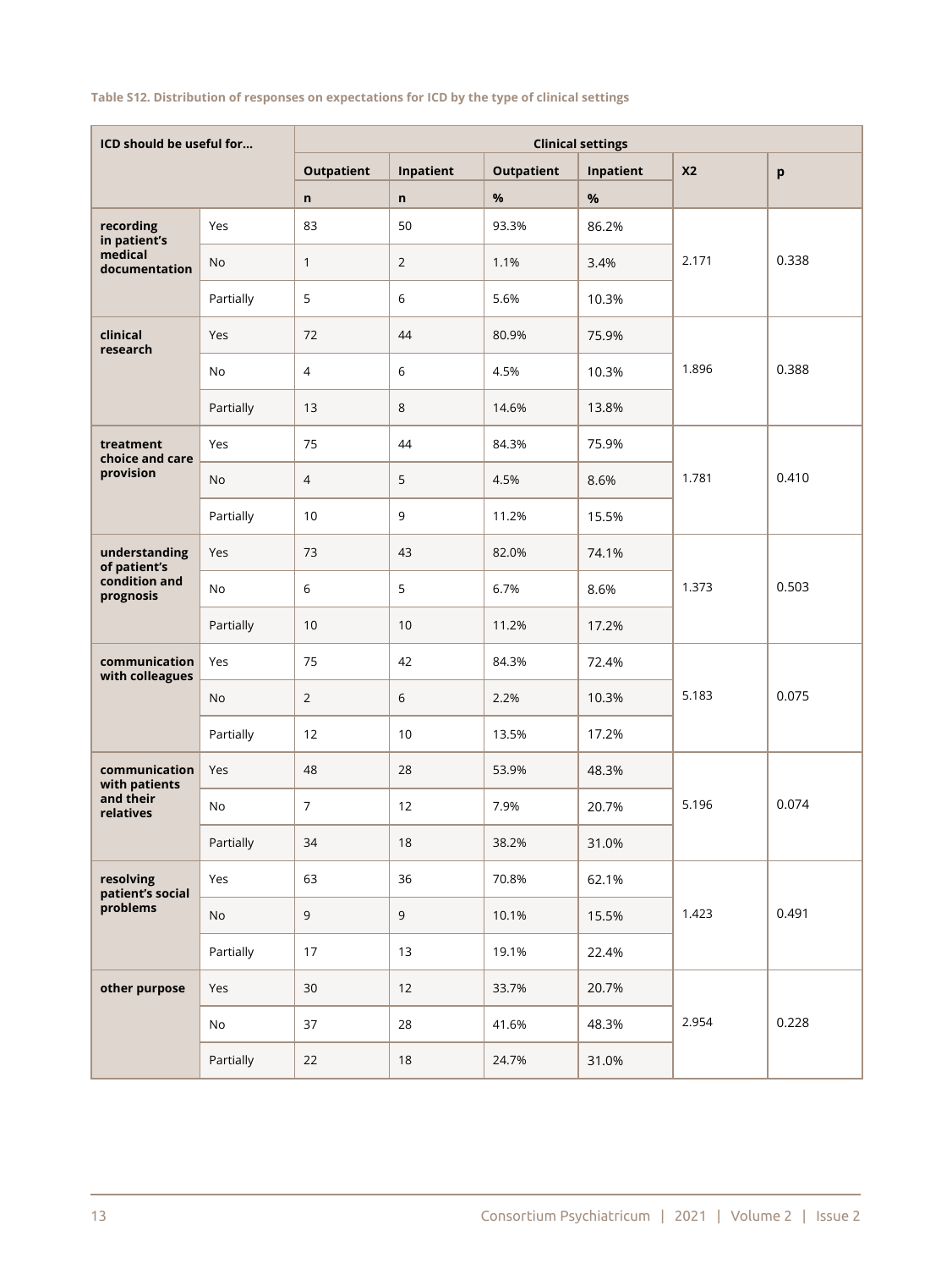**Table S12. Distribution of responses on expectations for ICD by the type of clinical settings**

| ICD should be useful for... | | Clinical settings | | | | | |
|---|---|---|---|---|---|---|---|
| | | Outpatient | Inpatient | Outpatient | Inpatient | X2 | p |
| | | n | n | % | % | | |
| recording in patient's medical documentation | Yes | 83 | 50 | 93.3% | 86.2% | 2.171 | 0.338 |
| | No | 1 | 2 | 1.1% | 3.4% | | |
| | Partially | 5 | 6 | 5.6% | 10.3% | | |
| clinical research | Yes | 72 | 44 | 80.9% | 75.9% | 1.896 | 0.388 |
| | No | 4 | 6 | 4.5% | 10.3% | | |
| | Partially | 13 | 8 | 14.6% | 13.8% | | |
| treatment choice and care provision | Yes | 75 | 44 | 84.3% | 75.9% | 1.781 | 0.410 |
| | No | 4 | 5 | 4.5% | 8.6% | | |
| | Partially | 10 | 9 | 11.2% | 15.5% | | |
| understanding of patient's condition and prognosis | Yes | 73 | 43 | 82.0% | 74.1% | 1.373 | 0.503 |
| | No | 6 | 5 | 6.7% | 8.6% | | |
| | Partially | 10 | 10 | 11.2% | 17.2% | | |
| communication with colleagues | Yes | 75 | 42 | 84.3% | 72.4% | 5.183 | 0.075 |
| | No | 2 | 6 | 2.2% | 10.3% | | |
| | Partially | 12 | 10 | 13.5% | 17.2% | | |
| communication with patients and their relatives | Yes | 48 | 28 | 53.9% | 48.3% | 5.196 | 0.074 |
| | No | 7 | 12 | 7.9% | 20.7% | | |
| | Partially | 34 | 18 | 38.2% | 31.0% | | |
| resolving patient's social problems | Yes | 63 | 36 | 70.8% | 62.1% | 1.423 | 0.491 |
| | No | 9 | 9 | 10.1% | 15.5% | | |
| | Partially | 17 | 13 | 19.1% | 22.4% | | |
| other purpose | Yes | 30 | 12 | 33.7% | 20.7% | 2.954 | 0.228 |
| | No | 37 | 28 | 41.6% | 48.3% | | |
| | Partially | 22 | 18 | 24.7% | 31.0% | | |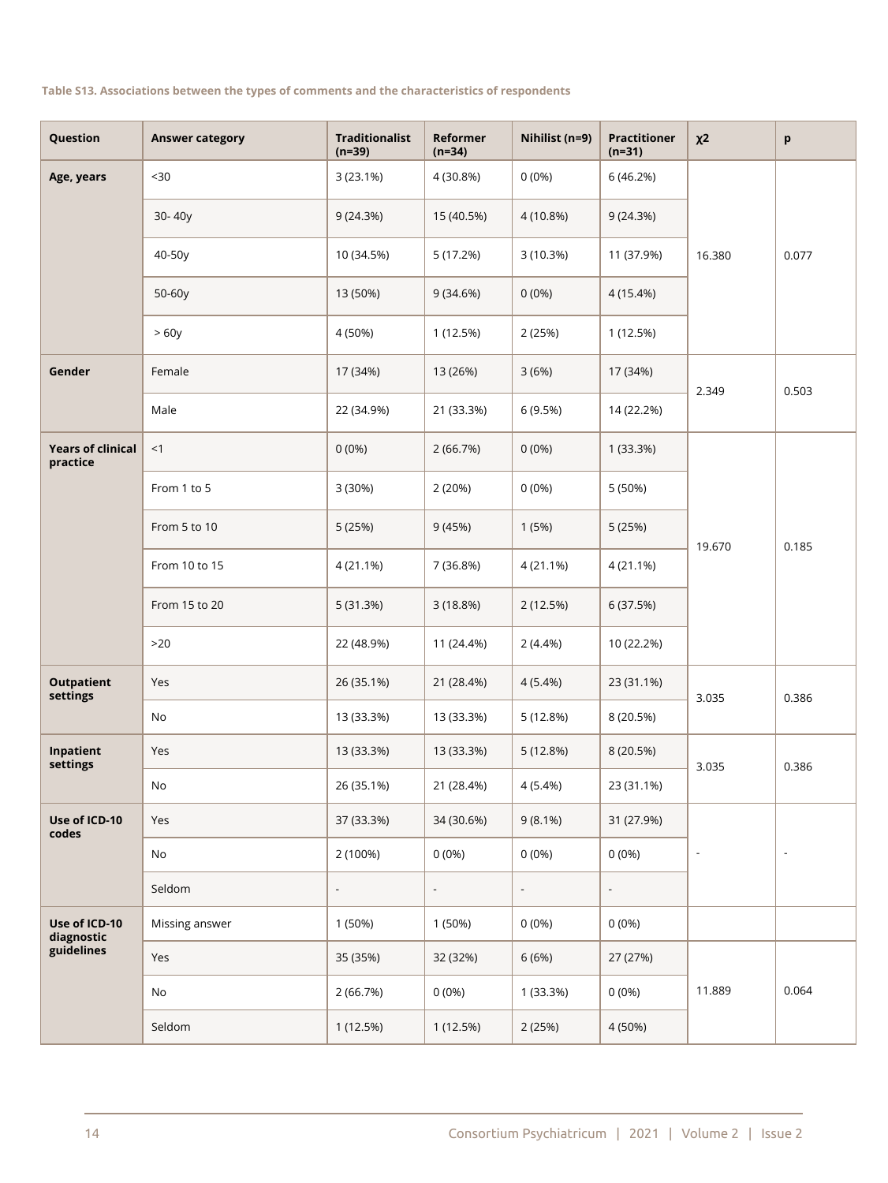**Table S13. Associations between the types of comments and the characteristics of respondents**

| Question | Answer category | Traditionalist (n=39) | Reformer (n=34) | Nihilist (n=9) | Practitioner (n=31) | $\chi2$ | p |
|---|---|---|---|---|---|---|---|
| **Age, years** | <30 | 3 (23.1%) | 4 (30.8%) | 0 (0%) | 6 (46.2%) | 16.380 | 0.077 |
| | 30- 40y | 9 (24.3%) | 15 (40.5%) | 4 (10.8%) | 9 (24.3%) | | |
| | 40-50y | 10 (34.5%) | 5 (17.2%) | 3 (10.3%) | 11 (37.9%) | | |
| | 50-60y | 13 (50%) | 9 (34.6%) | 0 (0%) | 4 (15.4%) | | |
| | > 60y | 4 (50%) | 1 (12.5%) | 2 (25%) | 1 (12.5%) | | |
| **Gender** | Female | 17 (34%) | 13 (26%) | 3 (6%) | 17 (34%) | 2.349 | 0.503 |
| | Male | 22 (34.9%) | 21 (33.3%) | 6 (9.5%) | 14 (22.2%) | | |
| **Years of clinical practice** | <1 | 0 (0%) | 2 (66.7%) | 0 (0%) | 1 (33.3%) | 19.670 | 0.185 |
| | From 1 to 5 | 3 (30%) | 2 (20%) | 0 (0%) | 5 (50%) | | |
| | From 5 to 10 | 5 (25%) | 9 (45%) | 1 (5%) | 5 (25%) | | |
| | From 10 to 15 | 4 (21.1%) | 7 (36.8%) | 4 (21.1%) | 4 (21.1%) | | |
| | From 15 to 20 | 5 (31.3%) | 3 (18.8%) | 2 (12.5%) | 6 (37.5%) | | |
| | >20 | 22 (48.9%) | 11 (24.4%) | 2 (4.4%) | 10 (22.2%) | | |
| **Outpatient settings** | Yes | 26 (35.1%) | 21 (28.4%) | 4 (5.4%) | 23 (31.1%) | 3.035 | 0.386 |
| | No | 13 (33.3%) | 13 (33.3%) | 5 (12.8%) | 8 (20.5%) | | |
| **Inpatient settings** | Yes | 13 (33.3%) | 13 (33.3%) | 5 (12.8%) | 8 (20.5%) | 3.035 | 0.386 |
| | No | 26 (35.1%) | 21 (28.4%) | 4 (5.4%) | 23 (31.1%) | | |
| **Use of ICD-10 codes** | Yes | 37 (33.3%) | 34 (30.6%) | 9 (8.1%) | 31 (27.9%) | - | - |
| | No | 2 (100%) | 0 (0%) | 0 (0%) | 0 (0%) | | |
| | Seldom | - | - | - | - | | |
| **Use of ICD-10 diagnostic guidelines** | Missing answer | 1 (50%) | 1 (50%) | 0 (0%) | 0 (0%) | | |
| | Yes | 35 (35%) | 32 (32%) | 6 (6%) | 27 (27%) | 11.889 | 0.064 |
| | No | 2 (66.7%) | 0 (0%) | 1 (33.3%) | 0 (0%) | | |
| | Seldom | 1 (12.5%) | 1 (12.5%) | 2 (25%) | 4 (50%) | | |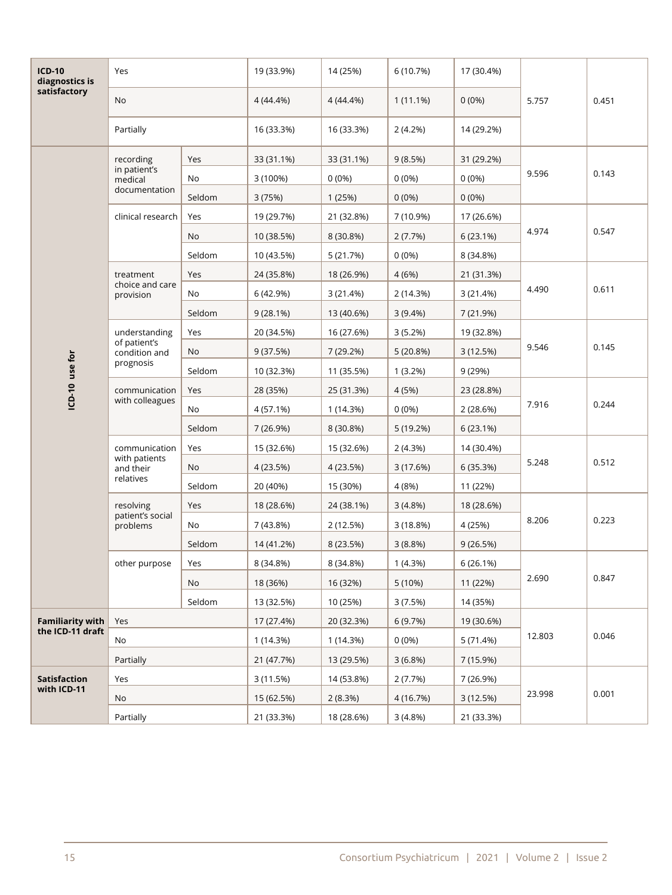| | | | | | | | | |
|---|---|---|---|---|---|---|---|---|
| **ICD-10 diagnostics is satisfactory** | Yes | | 19 (33.9%) | 14 (25%) | 6 (10.7%) | 17 (30.4%) | 5.757 | 0.451 |
| | No | | 4 (44.4%) | 4 (44.4%) | 1 (11.1%) | 0 (0%) | | |
| | Partially | | 16 (33.3%) | 16 (33.3%) | 2 (4.2%) | 14 (29.2%) | | |
| **ICD-10 use for** | recording in patient's medical documentation | Yes | 33 (31.1%) | 33 (31.1%) | 9 (8.5%) | 31 (29.2%) | 9.596 | 0.143 |
| | | No | 3 (100%) | 0 (0%) | 0 (0%) | 0 (0%) | | |
| | | Seldom | 3 (75%) | 1 (25%) | 0 (0%) | 0 (0%) | | |
| | clinical research | Yes | 19 (29.7%) | 21 (32.8%) | 7 (10.9%) | 17 (26.6%) | 4.974 | 0.547 |
| | | No | 10 (38.5%) | 8 (30.8%) | 2 (7.7%) | 6 (23.1%) | | |
| | | Seldom | 10 (43.5%) | 5 (21.7%) | 0 (0%) | 8 (34.8%) | | |
| | treatment choice and care provision | Yes | 24 (35.8%) | 18 (26.9%) | 4 (6%) | 21 (31.3%) | 4.490 | 0.611 |
| | | No | 6 (42.9%) | 3 (21.4%) | 2 (14.3%) | 3 (21.4%) | | |
| | | Seldom | 9 (28.1%) | 13 (40.6%) | 3 (9.4%) | 7 (21.9%) | | |
| | understanding of patient's condition and prognosis | Yes | 20 (34.5%) | 16 (27.6%) | 3 (5.2%) | 19 (32.8%) | 9.546 | 0.145 |
| | | No | 9 (37.5%) | 7 (29.2%) | 5 (20.8%) | 3 (12.5%) | | |
| | | Seldom | 10 (32.3%) | 11 (35.5%) | 1 (3.2%) | 9 (29%) | | |
| | communication with colleagues | Yes | 28 (35%) | 25 (31.3%) | 4 (5%) | 23 (28.8%) | 7.916 | 0.244 |
| | | No | 4 (57.1%) | 1 (14.3%) | 0 (0%) | 2 (28.6%) | | |
| | | Seldom | 7 (26.9%) | 8 (30.8%) | 5 (19.2%) | 6 (23.1%) | | |
| | communication with patients and their relatives | Yes | 15 (32.6%) | 15 (32.6%) | 2 (4.3%) | 14 (30.4%) | 5.248 | 0.512 |
| | | No | 4 (23.5%) | 4 (23.5%) | 3 (17.6%) | 6 (35.3%) | | |
| | | Seldom | 20 (40%) | 15 (30%) | 4 (8%) | 11 (22%) | | |
| | resolving patient's social problems | Yes | 18 (28.6%) | 24 (38.1%) | 3 (4.8%) | 18 (28.6%) | 8.206 | 0.223 |
| | | No | 7 (43.8%) | 2 (12.5%) | 3 (18.8%) | 4 (25%) | | |
| | | Seldom | 14 (41.2%) | 8 (23.5%) | 3 (8.8%) | 9 (26.5%) | | |
| | other purpose | Yes | 8 (34.8%) | 8 (34.8%) | 1 (4.3%) | 6 (26.1%) | 2.690 | 0.847 |
| | | No | 18 (36%) | 16 (32%) | 5 (10%) | 11 (22%) | | |
| | | Seldom | 13 (32.5%) | 10 (25%) | 3 (7.5%) | 14 (35%) | | |
| **Familiarity with the ICD-11 draft** | Yes | | 17 (27.4%) | 20 (32.3%) | 6 (9.7%) | 19 (30.6%) | 12.803 | 0.046 |
| | No | | 1 (14.3%) | 1 (14.3%) | 0 (0%) | 5 (71.4%) | | |
| | Partially | | 21 (47.7%) | 13 (29.5%) | 3 (6.8%) | 7 (15.9%) | | |
| **Satisfaction with ICD-11** | Yes | | 3 (11.5%) | 14 (53.8%) | 2 (7.7%) | 7 (26.9%) | 23.998 | 0.001 |
| | No | | 15 (62.5%) | 2 (8.3%) | 4 (16.7%) | 3 (12.5%) | | |
| | Partially | | 21 (33.3%) | 18 (28.6%) | 3 (4.8%) | 21 (33.3%) | | |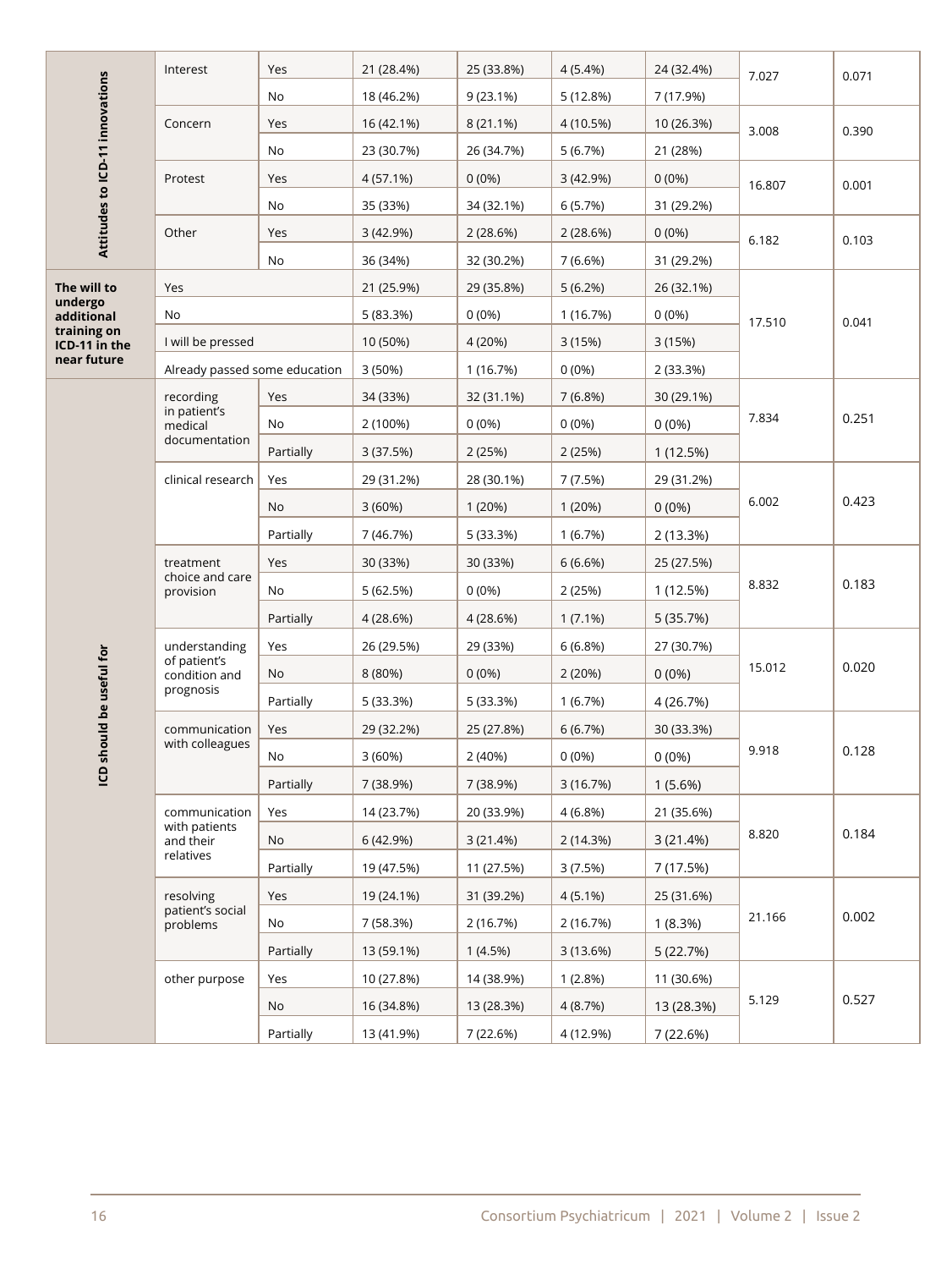| | | | | | | | | |
|---|---|---|---|---|---|---|---|---|
| Attitudes to ICD-11 innovations | Interest | Yes | 21 (28.4%) | 25 (33.8%) | 4 (5.4%) | 24 (32.4%) | 7.027 | 0.071 |
| | | No | 18 (46.2%) | 9 (23.1%) | 5 (12.8%) | 7 (17.9%) | | |
| | Concern | Yes | 16 (42.1%) | 8 (21.1%) | 4 (10.5%) | 10 (26.3%) | 3.008 | 0.390 |
| | | No | 23 (30.7%) | 26 (34.7%) | 5 (6.7%) | 21 (28%) | | |
| | Protest | Yes | 4 (57.1%) | 0 (0%) | 3 (42.9%) | 0 (0%) | 16.807 | 0.001 |
| | | No | 35 (33%) | 34 (32.1%) | 6 (5.7%) | 31 (29.2%) | | |
| | Other | Yes | 3 (42.9%) | 2 (28.6%) | 2 (28.6%) | 0 (0%) | 6.182 | 0.103 |
| | | No | 36 (34%) | 32 (30.2%) | 7 (6.6%) | 31 (29.2%) | | |
| **The will to undergo additional training on ICD-11 in the near future** | Yes | | 21 (25.9%) | 29 (35.8%) | 5 (6.2%) | 26 (32.1%) | 17.510 | 0.041 |
| | No | | 5 (83.3%) | 0 (0%) | 1 (16.7%) | 0 (0%) | | |
| | I will be pressed | | 10 (50%) | 4 (20%) | 3 (15%) | 3 (15%) | | |
| | Already passed some education | | 3 (50%) | 1 (16.7%) | 0 (0%) | 2 (33.3%) | | |
| ICD should be useful for | recording in patient's medical documentation | Yes | 34 (33%) | 32 (31.1%) | 7 (6.8%) | 30 (29.1%) | 7.834 | 0.251 |
| | | No | 2 (100%) | 0 (0%) | 0 (0%) | 0 (0%) | | |
| | | Partially | 3 (37.5%) | 2 (25%) | 2 (25%) | 1 (12.5%) | | |
| | clinical research | Yes | 29 (31.2%) | 28 (30.1%) | 7 (7.5%) | 29 (31.2%) | 6.002 | 0.423 |
| | | No | 3 (60%) | 1 (20%) | 1 (20%) | 0 (0%) | | |
| | | Partially | 7 (46.7%) | 5 (33.3%) | 1 (6.7%) | 2 (13.3%) | | |
| | treatment choice and care provision | Yes | 30 (33%) | 30 (33%) | 6 (6.6%) | 25 (27.5%) | 8.832 | 0.183 |
| | | No | 5 (62.5%) | 0 (0%) | 2 (25%) | 1 (12.5%) | | |
| | | Partially | 4 (28.6%) | 4 (28.6%) | 1 (7.1%) | 5 (35.7%) | | |
| | understanding of patient's condition and prognosis | Yes | 26 (29.5%) | 29 (33%) | 6 (6.8%) | 27 (30.7%) | 15.012 | 0.020 |
| | | No | 8 (80%) | 0 (0%) | 2 (20%) | 0 (0%) | | |
| | | Partially | 5 (33.3%) | 5 (33.3%) | 1 (6.7%) | 4 (26.7%) | | |
| | communication with colleagues | Yes | 29 (32.2%) | 25 (27.8%) | 6 (6.7%) | 30 (33.3%) | 9.918 | 0.128 |
| | | No | 3 (60%) | 2 (40%) | 0 (0%) | 0 (0%) | | |
| | | Partially | 7 (38.9%) | 7 (38.9%) | 3 (16.7%) | 1 (5.6%) | | |
| | communication with patients and their relatives | Yes | 14 (23.7%) | 20 (33.9%) | 4 (6.8%) | 21 (35.6%) | 8.820 | 0.184 |
| | | No | 6 (42.9%) | 3 (21.4%) | 2 (14.3%) | 3 (21.4%) | | |
| | | Partially | 19 (47.5%) | 11 (27.5%) | 3 (7.5%) | 7 (17.5%) | | |
| | resolving patient's social problems | Yes | 19 (24.1%) | 31 (39.2%) | 4 (5.1%) | 25 (31.6%) | 21.166 | 0.002 |
| | | No | 7 (58.3%) | 2 (16.7%) | 2 (16.7%) | 1 (8.3%) | | |
| | | Partially | 13 (59.1%) | 1 (4.5%) | 3 (13.6%) | 5 (22.7%) | | |
| | other purpose | Yes | 10 (27.8%) | 14 (38.9%) | 1 (2.8%) | 11 (30.6%) | 5.129 | 0.527 |
| | | No | 16 (34.8%) | 13 (28.3%) | 4 (8.7%) | 13 (28.3%) | | |
| | | Partially | 13 (41.9%) | 7 (22.6%) | 4 (12.9%) | 7 (22.6%) | | |